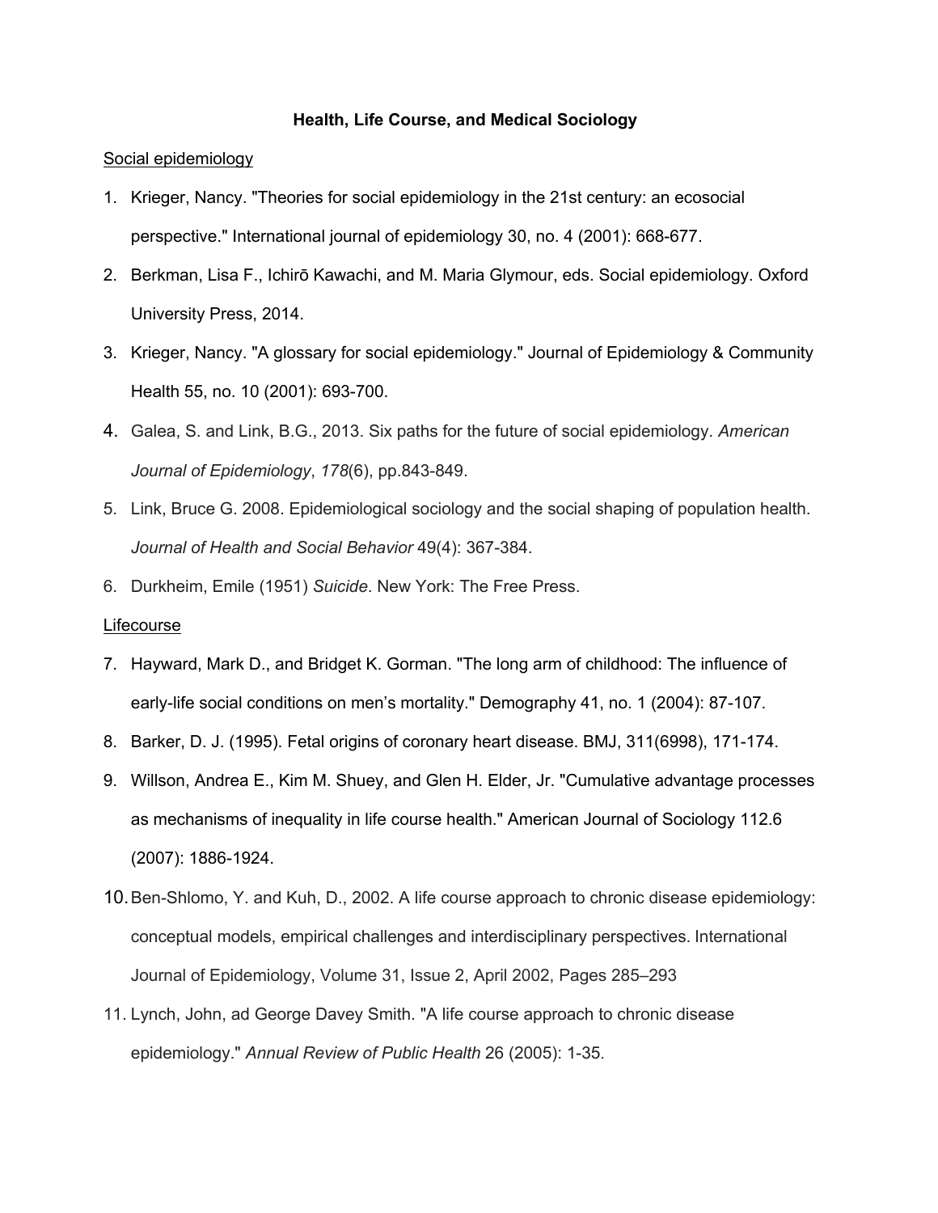# Health, Life Course, and Medical Sociology

## Social epidemiology

1. Krieger, Nancy. "Theories for social epidemiology in the 21st century: an ecosocial perspective." International journal of epidemiology 30, no. 4 (2001): 668-677.
2. Berkman, Lisa F., Ichirō Kawachi, and M. Maria Glymour, eds. Social epidemiology. Oxford University Press, 2014.
3. Krieger, Nancy. "A glossary for social epidemiology." Journal of Epidemiology & Community Health 55, no. 10 (2001): 693-700.
4. Galea, S. and Link, B.G., 2013. Six paths for the future of social epidemiology. *American Journal of Epidemiology*, *178*(6), pp.843-849.
5. Link, Bruce G. 2008. Epidemiological sociology and the social shaping of population health. *Journal of Health and Social Behavior* 49(4): 367-384.
6. Durkheim, Emile (1951) *Suicide*. New York: The Free Press.

## Lifecourse

7. Hayward, Mark D., and Bridget K. Gorman. "The long arm of childhood: The influence of early-life social conditions on men's mortality." Demography 41, no. 1 (2004): 87-107.
8. Barker, D. J. (1995). Fetal origins of coronary heart disease. BMJ, 311(6998), 171-174.
9. Willson, Andrea E., Kim M. Shuey, and Glen H. Elder, Jr. "Cumulative advantage processes as mechanisms of inequality in life course health." American Journal of Sociology 112.6 (2007): 1886-1924.
10. Ben-Shlomo, Y. and Kuh, D., 2002. A life course approach to chronic disease epidemiology: conceptual models, empirical challenges and interdisciplinary perspectives. International Journal of Epidemiology, Volume 31, Issue 2, April 2002, Pages 285–293
11. Lynch, John, ad George Davey Smith. "A life course approach to chronic disease epidemiology." *Annual Review of Public Health* 26 (2005): 1-35.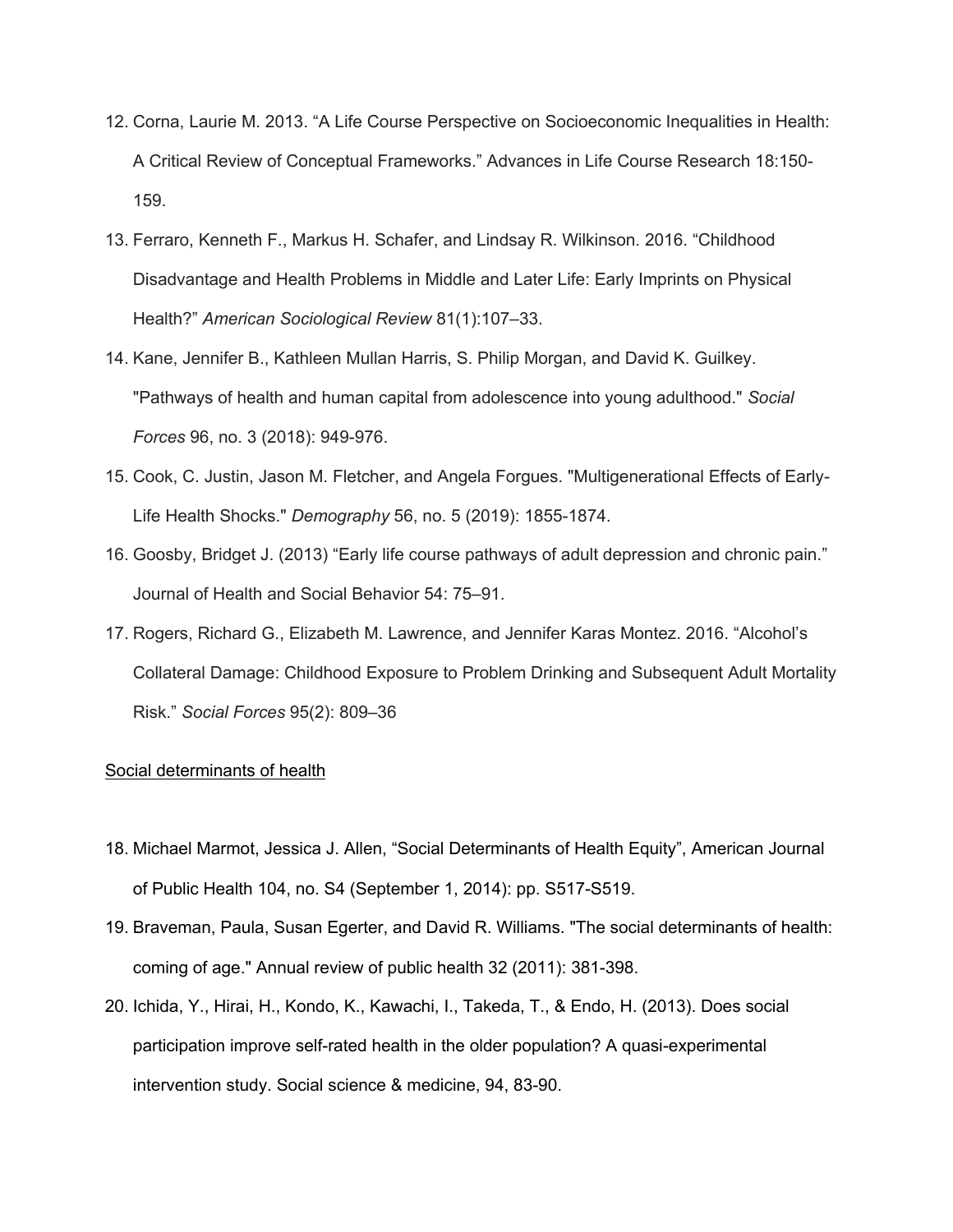12. Corna, Laurie M. 2013. "A Life Course Perspective on Socioeconomic Inequalities in Health: A Critical Review of Conceptual Frameworks." Advances in Life Course Research 18:150-159.
13. Ferraro, Kenneth F., Markus H. Schafer, and Lindsay R. Wilkinson. 2016. "Childhood Disadvantage and Health Problems in Middle and Later Life: Early Imprints on Physical Health?" *American Sociological Review* 81(1):107–33.
14. Kane, Jennifer B., Kathleen Mullan Harris, S. Philip Morgan, and David K. Guilkey. "Pathways of health and human capital from adolescence into young adulthood." *Social Forces* 96, no. 3 (2018): 949-976.
15. Cook, C. Justin, Jason M. Fletcher, and Angela Forgues. "Multigenerational Effects of Early-Life Health Shocks." *Demography* 56, no. 5 (2019): 1855-1874.
16. Goosby, Bridget J. (2013) "Early life course pathways of adult depression and chronic pain." Journal of Health and Social Behavior 54: 75–91.
17. Rogers, Richard G., Elizabeth M. Lawrence, and Jennifer Karas Montez. 2016. "Alcohol's Collateral Damage: Childhood Exposure to Problem Drinking and Subsequent Adult Mortality Risk." *Social Forces* 95(2): 809–36

<u>Social determinants of health</u>

18. Michael Marmot, Jessica J. Allen, "Social Determinants of Health Equity", American Journal of Public Health 104, no. S4 (September 1, 2014): pp. S517-S519.
19. Braveman, Paula, Susan Egerter, and David R. Williams. "The social determinants of health: coming of age." Annual review of public health 32 (2011): 381-398.
20. Ichida, Y., Hirai, H., Kondo, K., Kawachi, I., Takeda, T., & Endo, H. (2013). Does social participation improve self-rated health in the older population? A quasi-experimental intervention study. Social science & medicine, 94, 83-90.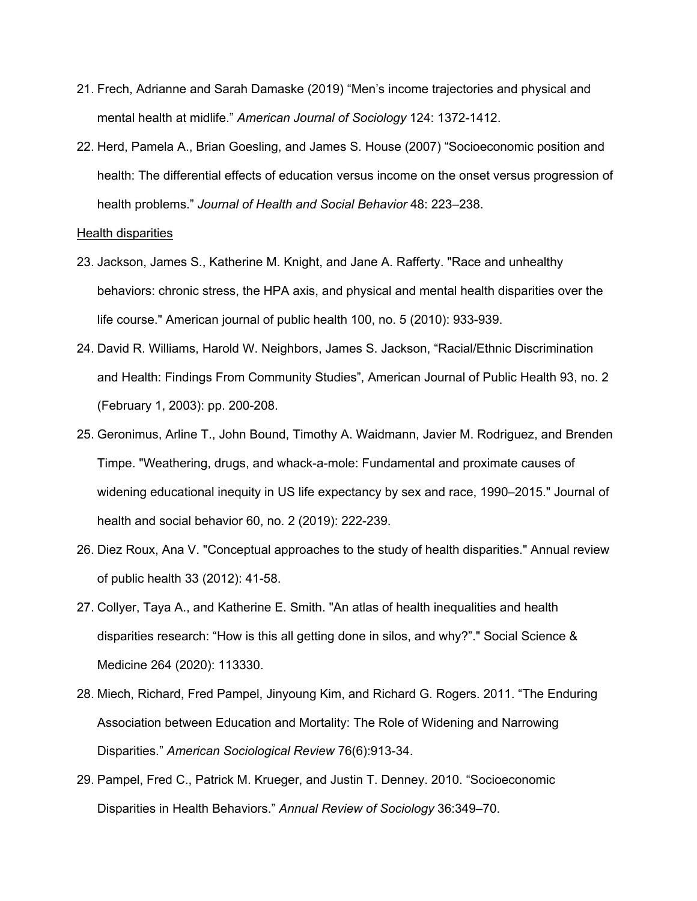21. Frech, Adrianne and Sarah Damaske (2019) “Men’s income trajectories and physical and mental health at midlife.” *American Journal of Sociology* 124: 1372-1412.

22. Herd, Pamela A., Brian Goesling, and James S. House (2007) “Socioeconomic position and health: The differential effects of education versus income on the onset versus progression of health problems.” *Journal of Health and Social Behavior* 48: 223–238.

<u>Health disparities</u>

23. Jackson, James S., Katherine M. Knight, and Jane A. Rafferty. "Race and unhealthy behaviors: chronic stress, the HPA axis, and physical and mental health disparities over the life course." American journal of public health 100, no. 5 (2010): 933-939.

24. David R. Williams, Harold W. Neighbors, James S. Jackson, “Racial/Ethnic Discrimination and Health: Findings From Community Studies”, American Journal of Public Health 93, no. 2 (February 1, 2003): pp. 200-208.

25. Geronimus, Arline T., John Bound, Timothy A. Waidmann, Javier M. Rodriguez, and Brenden Timpe. "Weathering, drugs, and whack-a-mole: Fundamental and proximate causes of widening educational inequity in US life expectancy by sex and race, 1990–2015." Journal of health and social behavior 60, no. 2 (2019): 222-239.

26. Diez Roux, Ana V. "Conceptual approaches to the study of health disparities." Annual review of public health 33 (2012): 41-58.

27. Collyer, Taya A., and Katherine E. Smith. "An atlas of health inequalities and health disparities research: “How is this all getting done in silos, and why?”." Social Science & Medicine 264 (2020): 113330.

28. Miech, Richard, Fred Pampel, Jinyoung Kim, and Richard G. Rogers. 2011. “The Enduring Association between Education and Mortality: The Role of Widening and Narrowing Disparities.” *American Sociological Review* 76(6):913-34.

29. Pampel, Fred C., Patrick M. Krueger, and Justin T. Denney. 2010. “Socioeconomic Disparities in Health Behaviors.” *Annual Review of Sociology* 36:349–70.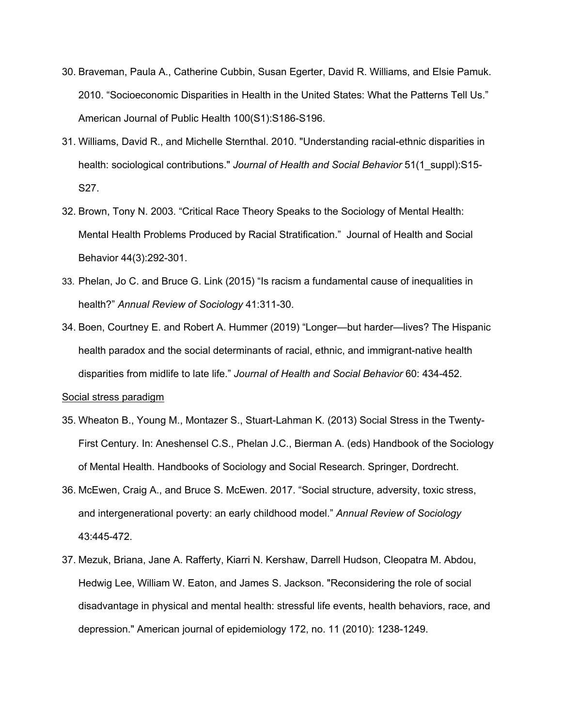30. Braveman, Paula A., Catherine Cubbin, Susan Egerter, David R. Williams, and Elsie Pamuk. 2010. “Socioeconomic Disparities in Health in the United States: What the Patterns Tell Us.” American Journal of Public Health 100(S1):S186-S196.
31. Williams, David R., and Michelle Sternthal. 2010. "Understanding racial-ethnic disparities in health: sociological contributions." *Journal of Health and Social Behavior* 51(1_suppl):S15-S27.
32. Brown, Tony N. 2003. “Critical Race Theory Speaks to the Sociology of Mental Health: Mental Health Problems Produced by Racial Stratification.” Journal of Health and Social Behavior 44(3):292-301.
33. Phelan, Jo C. and Bruce G. Link (2015) “Is racism a fundamental cause of inequalities in health?” *Annual Review of Sociology* 41:311-30.
34. Boen, Courtney E. and Robert A. Hummer (2019) “Longer—but harder—lives? The Hispanic health paradox and the social determinants of racial, ethnic, and immigrant-native health disparities from midlife to late life.” *Journal of Health and Social Behavior* 60: 434-452.

<u>Social stress paradigm</u>

35. Wheaton B., Young M., Montazer S., Stuart-Lahman K. (2013) Social Stress in the Twenty-First Century. In: Aneshensel C.S., Phelan J.C., Bierman A. (eds) Handbook of the Sociology of Mental Health. Handbooks of Sociology and Social Research. Springer, Dordrecht.
36. McEwen, Craig A., and Bruce S. McEwen. 2017. “Social structure, adversity, toxic stress, and intergenerational poverty: an early childhood model.” *Annual Review of Sociology* 43:445-472.
37. Mezuk, Briana, Jane A. Rafferty, Kiarri N. Kershaw, Darrell Hudson, Cleopatra M. Abdou, Hedwig Lee, William W. Eaton, and James S. Jackson. "Reconsidering the role of social disadvantage in physical and mental health: stressful life events, health behaviors, race, and depression." American journal of epidemiology 172, no. 11 (2010): 1238-1249.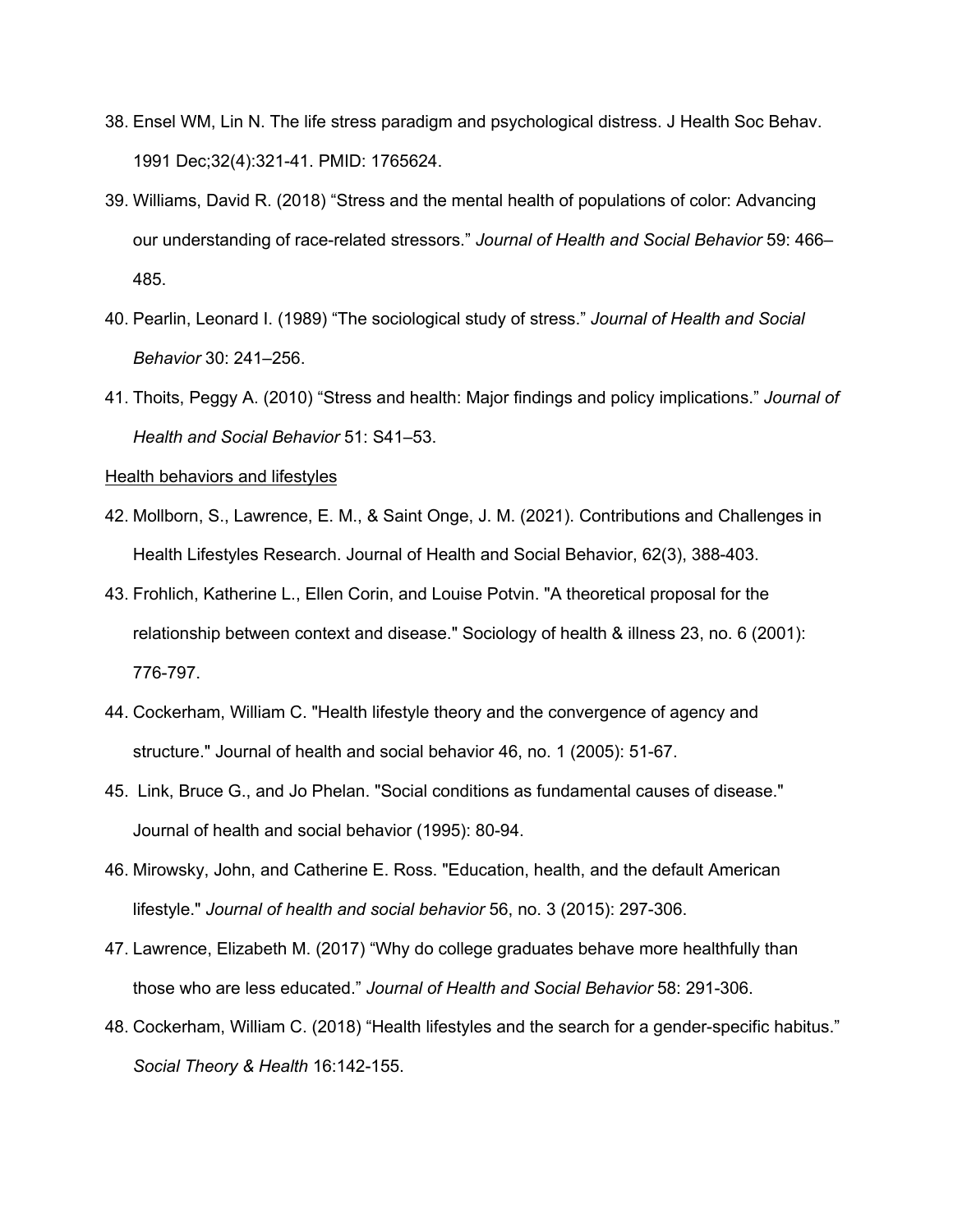38. Ensel WM, Lin N. The life stress paradigm and psychological distress. J Health Soc Behav. 1991 Dec;32(4):321-41. PMID: 1765624.
39. Williams, David R. (2018) "Stress and the mental health of populations of color: Advancing our understanding of race-related stressors." *Journal of Health and Social Behavior* 59: 466–485.
40. Pearlin, Leonard I. (1989) "The sociological study of stress." *Journal of Health and Social Behavior* 30: 241–256.
41. Thoits, Peggy A. (2010) "Stress and health: Major findings and policy implications." *Journal of Health and Social Behavior* 51: S41–53.

<u>Health behaviors and lifestyles</u>

42. Mollborn, S., Lawrence, E. M., & Saint Onge, J. M. (2021). Contributions and Challenges in Health Lifestyles Research. Journal of Health and Social Behavior, 62(3), 388-403.
43. Frohlich, Katherine L., Ellen Corin, and Louise Potvin. "A theoretical proposal for the relationship between context and disease." Sociology of health & illness 23, no. 6 (2001): 776-797.
44. Cockerham, William C. "Health lifestyle theory and the convergence of agency and structure." Journal of health and social behavior 46, no. 1 (2005): 51-67.
45. Link, Bruce G., and Jo Phelan. "Social conditions as fundamental causes of disease." Journal of health and social behavior (1995): 80-94.
46. Mirowsky, John, and Catherine E. Ross. "Education, health, and the default American lifestyle." *Journal of health and social behavior* 56, no. 3 (2015): 297-306.
47. Lawrence, Elizabeth M. (2017) "Why do college graduates behave more healthfully than those who are less educated." *Journal of Health and Social Behavior* 58: 291-306.
48. Cockerham, William C. (2018) "Health lifestyles and the search for a gender-specific habitus." *Social Theory & Health* 16:142-155.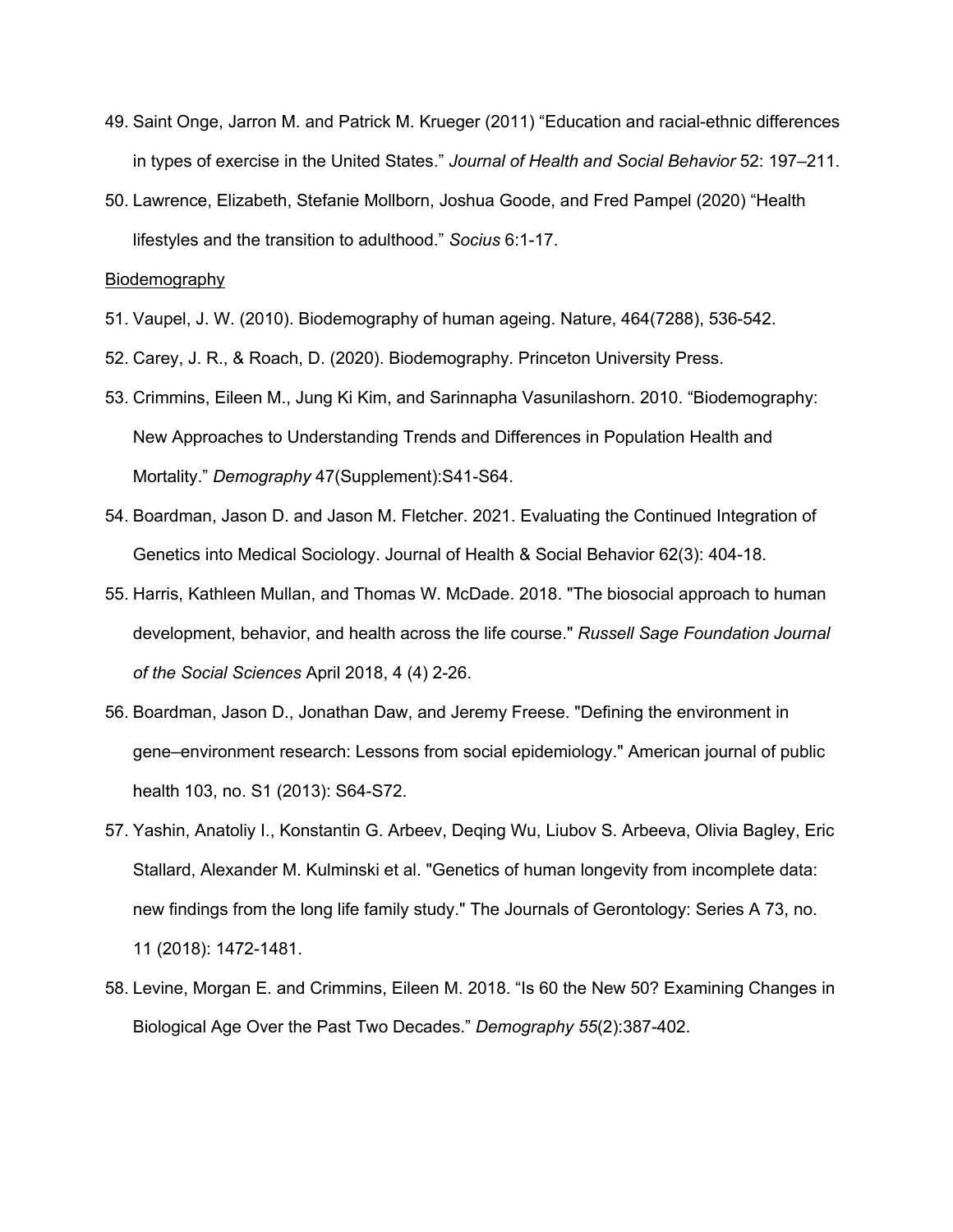49. Saint Onge, Jarron M. and Patrick M. Krueger (2011) "Education and racial-ethnic differences in types of exercise in the United States." *Journal of Health and Social Behavior* 52: 197–211.

50. Lawrence, Elizabeth, Stefanie Mollborn, Joshua Goode, and Fred Pampel (2020) "Health lifestyles and the transition to adulthood." *Socius* 6:1-17.

<u>Biodemography</u>

51. Vaupel, J. W. (2010). Biodemography of human ageing. Nature, 464(7288), 536-542.

52. Carey, J. R., & Roach, D. (2020). Biodemography. Princeton University Press.

53. Crimmins, Eileen M., Jung Ki Kim, and Sarinnapha Vasunilashorn. 2010. "Biodemography: New Approaches to Understanding Trends and Differences in Population Health and Mortality." *Demography* 47(Supplement):S41-S64.

54. Boardman, Jason D. and Jason M. Fletcher. 2021. Evaluating the Continued Integration of Genetics into Medical Sociology. Journal of Health & Social Behavior 62(3): 404-18.

55. Harris, Kathleen Mullan, and Thomas W. McDade. 2018. "The biosocial approach to human development, behavior, and health across the life course." *Russell Sage Foundation Journal of the Social Sciences* April 2018, 4 (4) 2-26.

56. Boardman, Jason D., Jonathan Daw, and Jeremy Freese. "Defining the environment in gene–environment research: Lessons from social epidemiology." American journal of public health 103, no. S1 (2013): S64-S72.

57. Yashin, Anatoliy I., Konstantin G. Arbeev, Deqing Wu, Liubov S. Arbeeva, Olivia Bagley, Eric Stallard, Alexander M. Kulminski et al. "Genetics of human longevity from incomplete data: new findings from the long life family study." The Journals of Gerontology: Series A 73, no. 11 (2018): 1472-1481.

58. Levine, Morgan E. and Crimmins, Eileen M. 2018. "Is 60 the New 50? Examining Changes in Biological Age Over the Past Two Decades." *Demography 55*(2):387-402.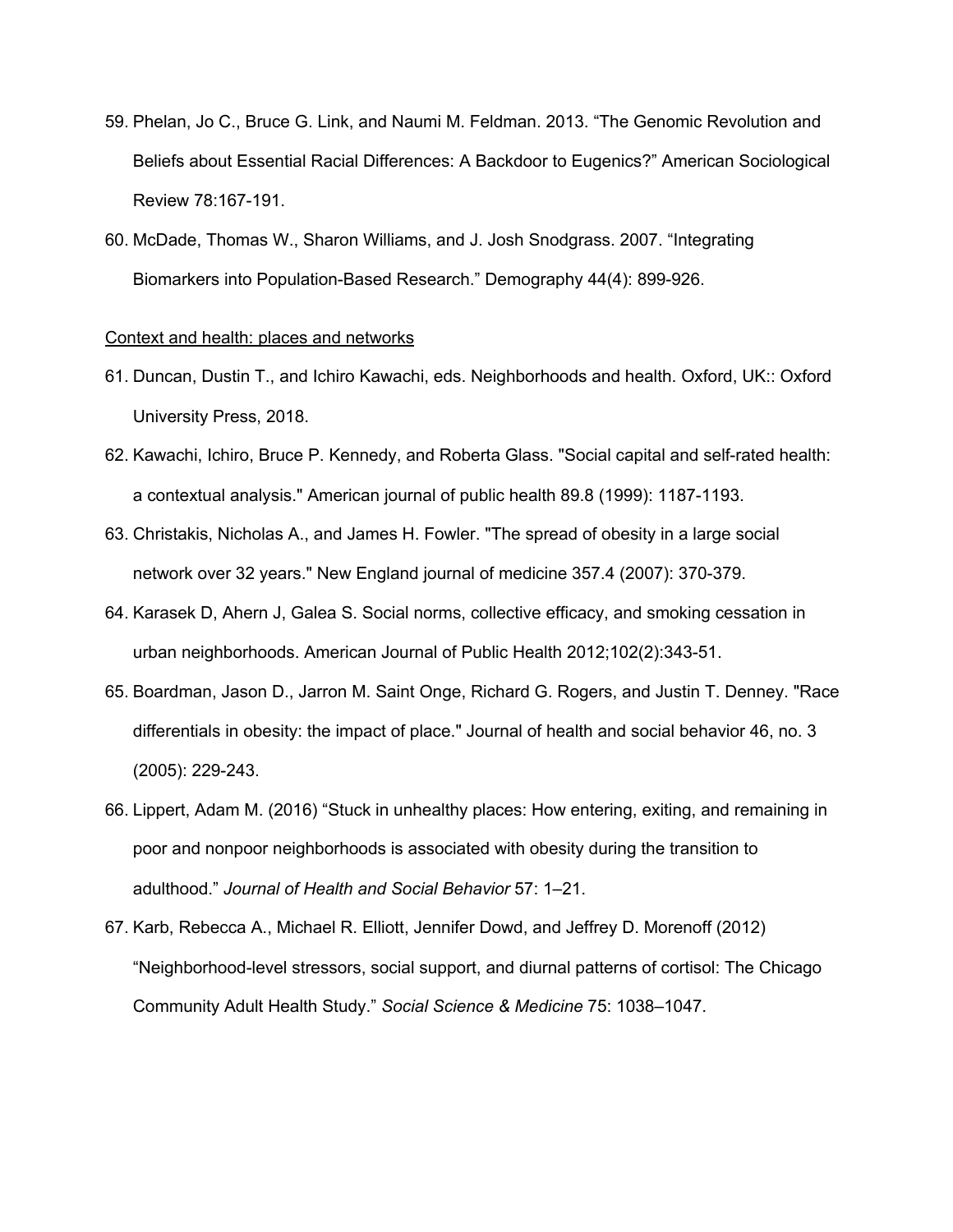59. Phelan, Jo C., Bruce G. Link, and Naumi M. Feldman. 2013. "The Genomic Revolution and Beliefs about Essential Racial Differences: A Backdoor to Eugenics?" American Sociological Review 78:167-191.
60. McDade, Thomas W., Sharon Williams, and J. Josh Snodgrass. 2007. "Integrating Biomarkers into Population-Based Research." Demography 44(4): 899-926.

<u>Context and health: places and networks</u>

61. Duncan, Dustin T., and Ichiro Kawachi, eds. Neighborhoods and health. Oxford, UK:: Oxford University Press, 2018.
62. Kawachi, Ichiro, Bruce P. Kennedy, and Roberta Glass. "Social capital and self-rated health: a contextual analysis." American journal of public health 89.8 (1999): 1187-1193.
63. Christakis, Nicholas A., and James H. Fowler. "The spread of obesity in a large social network over 32 years." New England journal of medicine 357.4 (2007): 370-379.
64. Karasek D, Ahern J, Galea S. Social norms, collective efficacy, and smoking cessation in urban neighborhoods. American Journal of Public Health 2012;102(2):343-51.
65. Boardman, Jason D., Jarron M. Saint Onge, Richard G. Rogers, and Justin T. Denney. "Race differentials in obesity: the impact of place." Journal of health and social behavior 46, no. 3 (2005): 229-243.
66. Lippert, Adam M. (2016) "Stuck in unhealthy places: How entering, exiting, and remaining in poor and nonpoor neighborhoods is associated with obesity during the transition to adulthood." *Journal of Health and Social Behavior* 57: 1–21.
67. Karb, Rebecca A., Michael R. Elliott, Jennifer Dowd, and Jeffrey D. Morenoff (2012) "Neighborhood-level stressors, social support, and diurnal patterns of cortisol: The Chicago Community Adult Health Study." *Social Science & Medicine* 75: 1038–1047.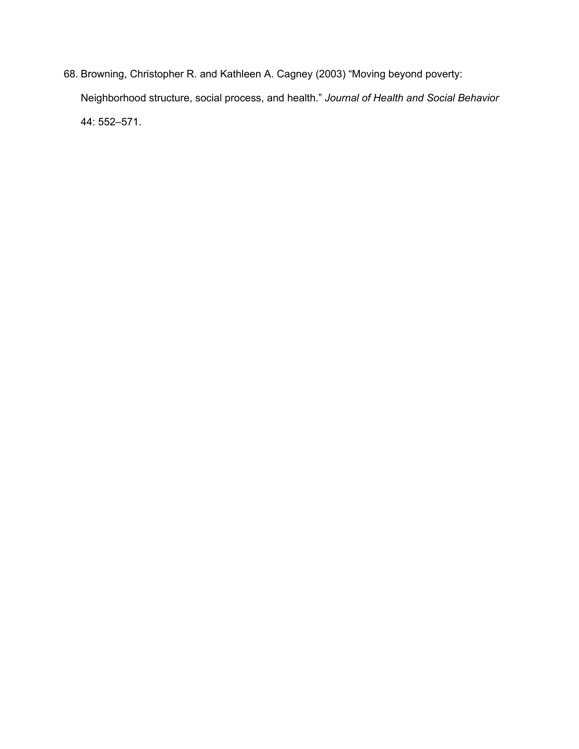68. Browning, Christopher R. and Kathleen A. Cagney (2003) “Moving beyond poverty: Neighborhood structure, social process, and health.” *Journal of Health and Social Behavior* 44: 552–571.